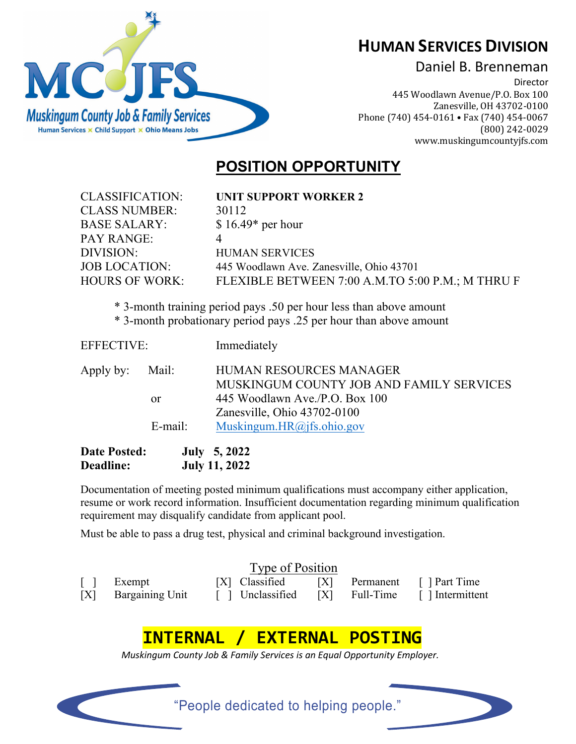Muskingum County Job & Family Services
Human Services × Child Support × Ohio Means Jobs

**HUMAN SERVICES DIVISION**

Daniel B. Brenneman
Director
445 Woodlawn Avenue/P.O. Box 100
Zanesville, OH 43702-0100
Phone (740) 454-0161 • Fax (740) 454-0067
(800) 242-0029
www.muskingumcountyjfs.com

# POSITION OPPORTUNITY

| | |
|---|---|
| CLASSIFICATION: | **UNIT SUPPORT WORKER 2** |
| CLASS NUMBER: | 30112 |
| BASE SALARY: | $ 16.49* per hour |
| PAY RANGE: | 4 |
| DIVISION: | HUMAN SERVICES |
| JOB LOCATION: | 445 Woodlawn Ave. Zanesville, Ohio 43701 |
| HOURS OF WORK: | FLEXIBLE BETWEEN 7:00 A.M.TO 5:00 P.M.; M THRU F |

* 3-month training period pays .50 per hour less than above amount
* 3-month probationary period pays .25 per hour than above amount

EFFECTIVE: Immediately

Apply by: Mail: HUMAN RESOURCES MANAGER
MUSKINGUM COUNTY JOB AND FAMILY SERVICES
445 Woodlawn Ave./P.O. Box 100
Zanesville, Ohio 43702-0100

or

E-mail: Muskingum.HR@jfs.ohio.gov

**Date Posted: July 5, 2022**
**Deadline: July 11, 2022**

Documentation of meeting posted minimum qualifications must accompany either application, resume or work record information. Insufficient documentation regarding minimum qualification requirement may disqualify candidate from applicant pool.

Must be able to pass a drug test, physical and criminal background investigation.

Type of Position

| | | | |
|---|---|---|---|
| [ ] Exempt | [X] Classified | [X] Permanent | [ ] Part Time |
| [X] Bargaining Unit | [ ] Unclassified | [X] Full-Time | [ ] Intermittent |

# INTERNAL / EXTERNAL POSTING

*Muskingum County Job & Family Services is an Equal Opportunity Employer.*

"People dedicated to helping people."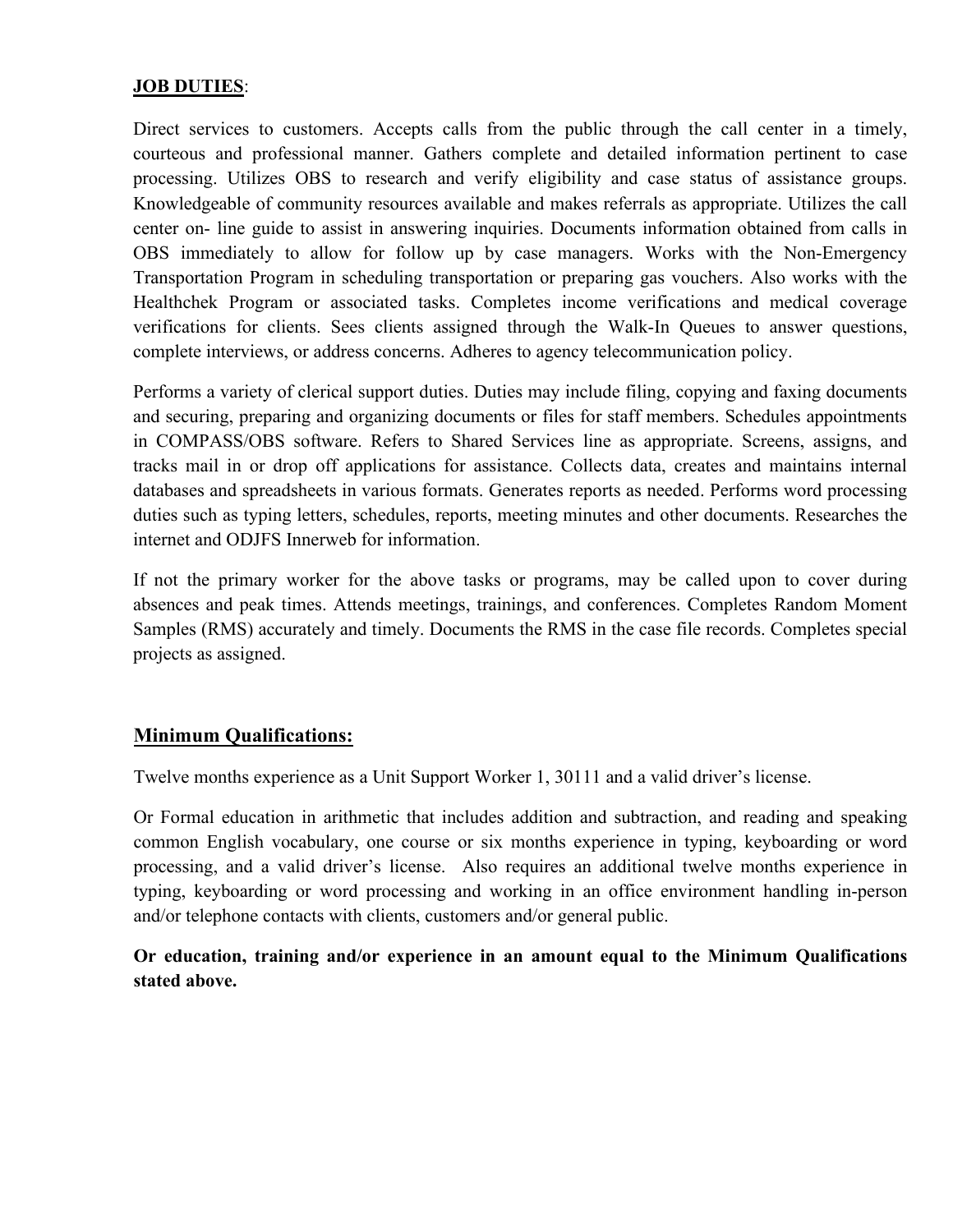**JOB DUTIES**:

Direct services to customers. Accepts calls from the public through the call center in a timely, courteous and professional manner. Gathers complete and detailed information pertinent to case processing. Utilizes OBS to research and verify eligibility and case status of assistance groups. Knowledgeable of community resources available and makes referrals as appropriate. Utilizes the call center on- line guide to assist in answering inquiries. Documents information obtained from calls in OBS immediately to allow for follow up by case managers. Works with the Non-Emergency Transportation Program in scheduling transportation or preparing gas vouchers. Also works with the Healthchek Program or associated tasks. Completes income verifications and medical coverage verifications for clients. Sees clients assigned through the Walk-In Queues to answer questions, complete interviews, or address concerns. Adheres to agency telecommunication policy.

Performs a variety of clerical support duties. Duties may include filing, copying and faxing documents and securing, preparing and organizing documents or files for staff members. Schedules appointments in COMPASS/OBS software. Refers to Shared Services line as appropriate. Screens, assigns, and tracks mail in or drop off applications for assistance. Collects data, creates and maintains internal databases and spreadsheets in various formats. Generates reports as needed. Performs word processing duties such as typing letters, schedules, reports, meeting minutes and other documents. Researches the internet and ODJFS Innerweb for information.

If not the primary worker for the above tasks or programs, may be called upon to cover during absences and peak times. Attends meetings, trainings, and conferences. Completes Random Moment Samples (RMS) accurately and timely. Documents the RMS in the case file records. Completes special projects as assigned.

## Minimum Qualifications:

Twelve months experience as a Unit Support Worker 1, 30111 and a valid driver's license.

Or Formal education in arithmetic that includes addition and subtraction, and reading and speaking common English vocabulary, one course or six months experience in typing, keyboarding or word processing, and a valid driver's license. Also requires an additional twelve months experience in typing, keyboarding or word processing and working in an office environment handling in-person and/or telephone contacts with clients, customers and/or general public.

**Or education, training and/or experience in an amount equal to the Minimum Qualifications stated above.**